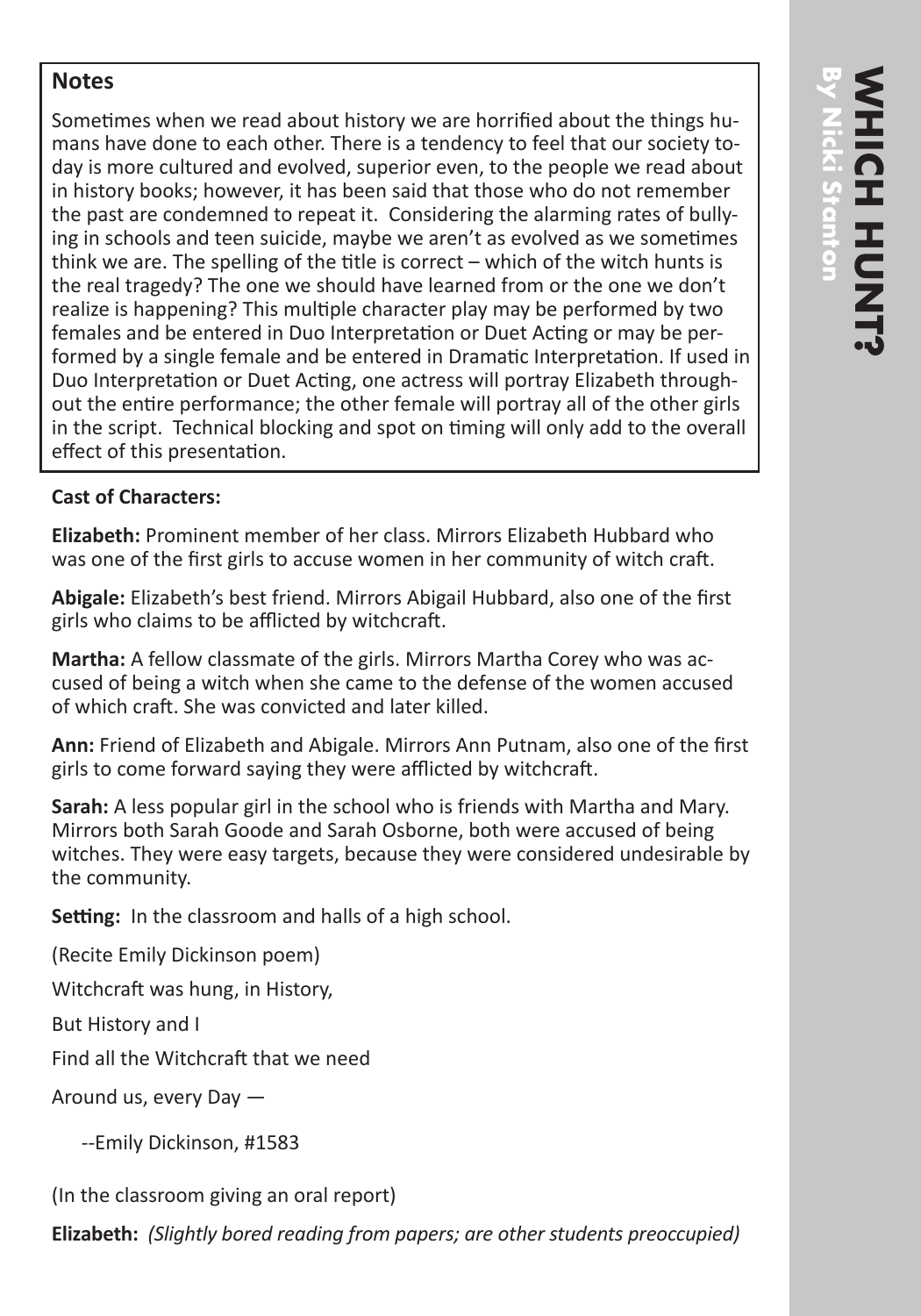# WHICH HUNT?

**By Nicki Stanton**

## Notes

Sometimes when we read about history we are horrified about the things humans have done to each other. There is a tendency to feel that our society today is more cultured and evolved, superior even, to the people we read about in history books; however, it has been said that those who do not remember the past are condemned to repeat it. Considering the alarming rates of bullying in schools and teen suicide, maybe we aren't as evolved as we sometimes think we are. The spelling of the title is correct – which of the witch hunts is the real tragedy? The one we should have learned from or the one we don't realize is happening? This multiple character play may be performed by two females and be entered in Duo Interpretation or Duet Acting or may be performed by a single female and be entered in Dramatic Interpretation. If used in Duo Interpretation or Duet Acting, one actress will portray Elizabeth throughout the entire performance; the other female will portray all of the other girls in the script. Technical blocking and spot on timing will only add to the overall effect of this presentation.

**Cast of Characters:**

**Elizabeth:** Prominent member of her class. Mirrors Elizabeth Hubbard who was one of the first girls to accuse women in her community of witch craft.

**Abigale:** Elizabeth's best friend. Mirrors Abigail Hubbard, also one of the first girls who claims to be afflicted by witchcraft.

**Martha:** A fellow classmate of the girls. Mirrors Martha Corey who was accused of being a witch when she came to the defense of the women accused of which craft. She was convicted and later killed.

**Ann:** Friend of Elizabeth and Abigale. Mirrors Ann Putnam, also one of the first girls to come forward saying they were afflicted by witchcraft.

**Sarah:** A less popular girl in the school who is friends with Martha and Mary. Mirrors both Sarah Goode and Sarah Osborne, both were accused of being witches. They were easy targets, because they were considered undesirable by the community.

**Setting:** In the classroom and halls of a high school.

(Recite Emily Dickinson poem)

Witchcraft was hung, in History,

But History and I

Find all the Witchcraft that we need

Around us, every Day —

--Emily Dickinson, #1583

(In the classroom giving an oral report)

**Elizabeth:** *(Slightly bored reading from papers; are other students preoccupied)*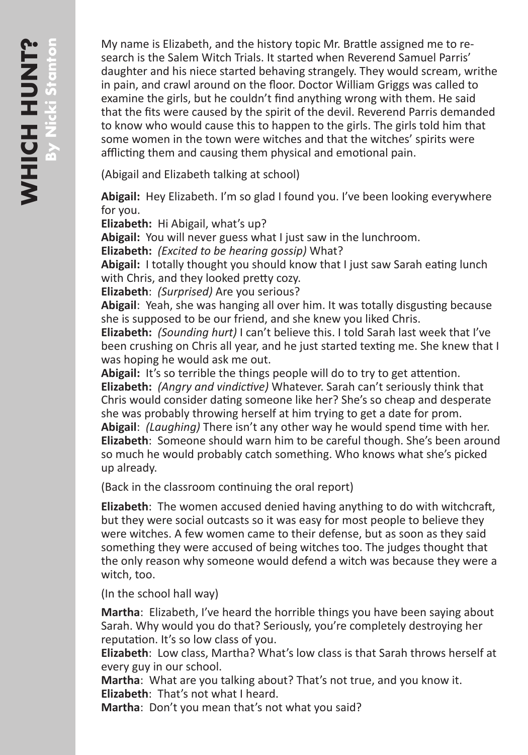My name is Elizabeth, and the history topic Mr. Brattle assigned me to research is the Salem Witch Trials. It started when Reverend Samuel Parris' daughter and his niece started behaving strangely. They would scream, writhe in pain, and crawl around on the floor. Doctor William Griggs was called to examine the girls, but he couldn't find anything wrong with them. He said that the fits were caused by the spirit of the devil. Reverend Parris demanded to know who would cause this to happen to the girls. The girls told him that some women in the town were witches and that the witches' spirits were afflicting them and causing them physical and emotional pain.

(Abigail and Elizabeth talking at school)

**Abigail:** Hey Elizabeth. I'm so glad I found you. I've been looking everywhere for you.
**Elizabeth:** Hi Abigail, what's up?
**Abigail:** You will never guess what I just saw in the lunchroom.
**Elizabeth:** *(Excited to be hearing gossip)* What?
**Abigail:** I totally thought you should know that I just saw Sarah eating lunch with Chris, and they looked pretty cozy.
**Elizabeth**: *(Surprised)* Are you serious?
**Abigail**: Yeah, she was hanging all over him. It was totally disgusting because she is supposed to be our friend, and she knew you liked Chris.
**Elizabeth:** *(Sounding hurt)* I can't believe this. I told Sarah last week that I've been crushing on Chris all year, and he just started texting me. She knew that I was hoping he would ask me out.
**Abigail:** It's so terrible the things people will do to try to get attention.
**Elizabeth:** *(Angry and vindictive)* Whatever. Sarah can't seriously think that Chris would consider dating someone like her? She's so cheap and desperate she was probably throwing herself at him trying to get a date for prom.
**Abigail**: *(Laughing)* There isn't any other way he would spend time with her.
**Elizabeth**: Someone should warn him to be careful though. She's been around so much he would probably catch something. Who knows what she's picked up already.

(Back in the classroom continuing the oral report)

**Elizabeth**: The women accused denied having anything to do with witchcraft, but they were social outcasts so it was easy for most people to believe they were witches. A few women came to their defense, but as soon as they said something they were accused of being witches too. The judges thought that the only reason why someone would defend a witch was because they were a witch, too.

(In the school hall way)

**Martha**: Elizabeth, I've heard the horrible things you have been saying about Sarah. Why would you do that? Seriously, you're completely destroying her reputation. It's so low class of you.
**Elizabeth**: Low class, Martha? What's low class is that Sarah throws herself at every guy in our school.
**Martha**: What are you talking about? That's not true, and you know it.
**Elizabeth**: That's not what I heard.
**Martha**: Don't you mean that's not what you said?